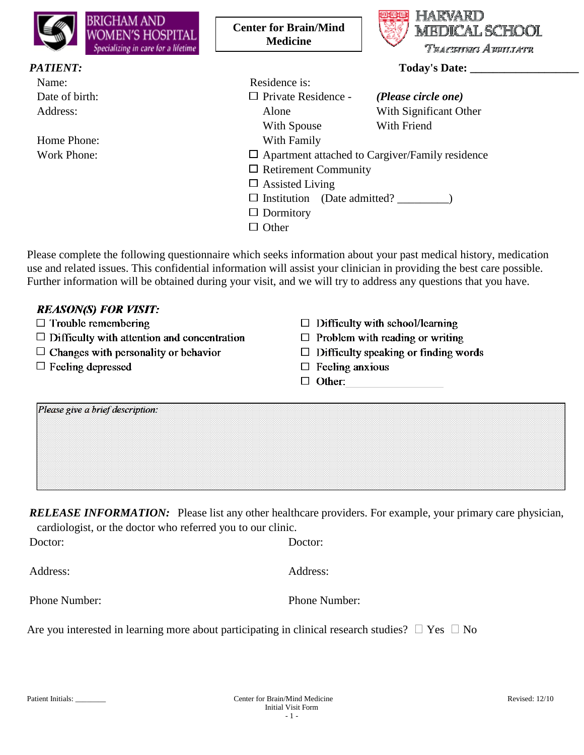BRIGHAM AND WOMEN'S HOSPITAL
*Specializing in care for a lifetime*

**Center for Brain/Mind Medicine**

HARVARD MEDICAL SCHOOL
*Teaching Affiliate*

***PATIENT:*** **Today's Date: ___________________**

Name:
Date of birth:
Address:

Home Phone:
Work Phone:

Residence is:

- ☐ Private Residence - *(Please circle one)*
  - Alone
  - With Significant Other
  - With Spouse
  - With Friend
  - With Family
- ☐ Apartment attached to Cargiver/Family residence
- ☐ Retirement Community
- ☐ Assisted Living
- ☐ Institution (Date admitted? _________)
- ☐ Dormitory
- ☐ Other

Please complete the following questionnaire which seeks information about your past medical history, medication use and related issues. This confidential information will assist your clinician in providing the best care possible. Further information will be obtained during your visit, and we will try to address any questions that you have.

***REASON(S) FOR VISIT:***

- ☐ Trouble remembering
- ☐ Difficulty with attention and concentration
- ☐ Changes with personality or behavior
- ☐ Feeling depressed
- ☐ Difficulty with school/learning
- ☐ Problem with reading or writing
- ☐ Difficulty speaking or finding words
- ☐ Feeling anxious
- ☐ Other: ____________________

*Please give a brief description:*

***RELEASE INFORMATION:*** Please list any other healthcare providers. For example, your primary care physician, cardiologist, or the doctor who referred you to our clinic.

| | |
|---|---|
| Doctor: | Doctor: |
| Address: | Address: |
| Phone Number: | Phone Number: |

Are you interested in learning more about participating in clinical research studies? ☐ Yes ☐ No

Patient Initials: ________

Center for Brain/Mind Medicine
Initial Visit Form

Revised: 12/10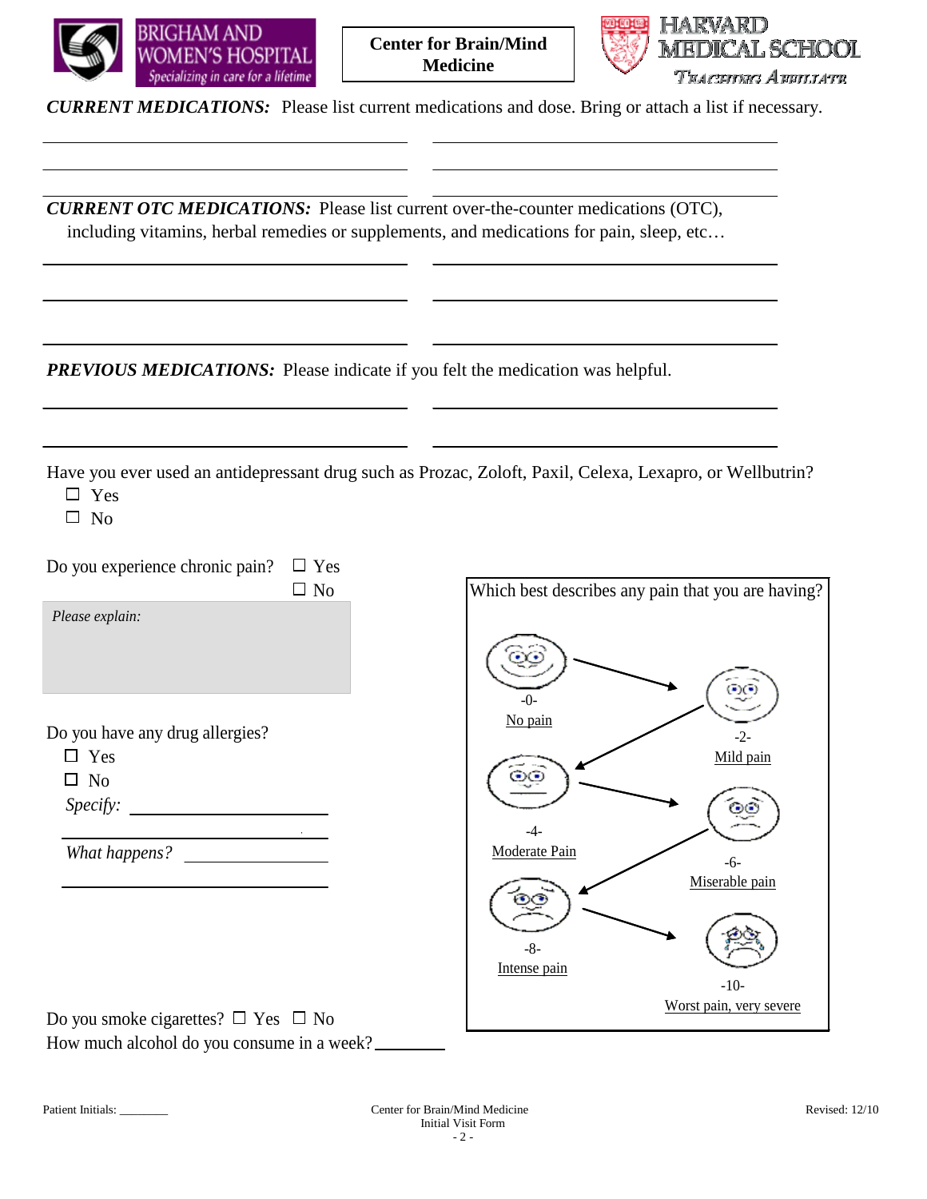Center for Brain/Mind Medicine

***CURRENT MEDICATIONS:*** Please list current medications and dose. Bring or attach a list if necessary.

___________________________________ ___________________________________

___________________________________ ___________________________________

___________________________________ ___________________________________

***CURRENT OTC MEDICATIONS:*** Please list current over-the-counter medications (OTC), including vitamins, herbal remedies or supplements, and medications for pain, sleep, etc…

___________________________________ ___________________________________

___________________________________ ___________________________________

___________________________________ ___________________________________

***PREVIOUS MEDICATIONS:*** Please indicate if you felt the medication was helpful.

___________________________________ ___________________________________

___________________________________ ___________________________________

Have you ever used an antidepressant drug such as Prozac, Zoloft, Paxil, Celexa, Lexapro, or Wellbutrin?

☐ Yes
☐ No

Do you experience chronic pain? ☐ Yes ☐ No

*Please explain:*

Which best describes any pain that you are having?

- -0- No pain
- -2- Mild pain
- -4- Moderate Pain
- -6- Miserable pain
- -8- Intense pain
- -10- Worst pain, very severe

Do you have any drug allergies?

☐ Yes
☐ No

*Specify:* ____________________

*What happens?* ____________________

Do you smoke cigarettes? ☐ Yes ☐ No

How much alcohol do you consume in a week? ________

Patient Initials: ________

Center for Brain/Mind Medicine
Initial Visit Form

Revised: 12/10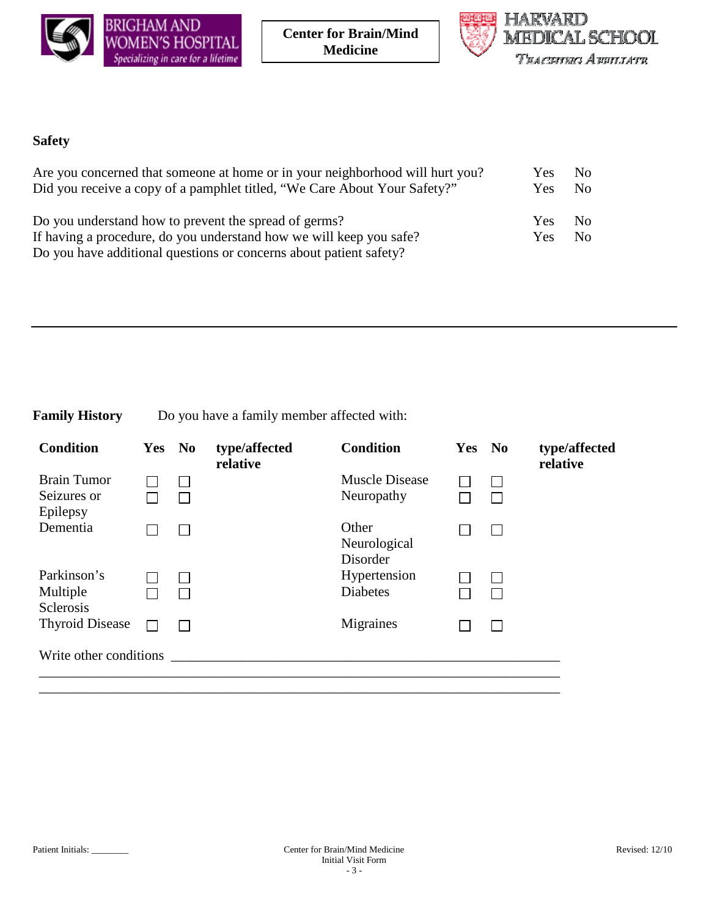## Safety

| | | |
|---|---|---|
| Are you concerned that someone at home or in your neighborhood will hurt you? | Yes | No |
| Did you receive a copy of a pamphlet titled, "We Care About Your Safety?" | Yes | No |
| Do you understand how to prevent the spread of germs? | Yes | No |
| If having a procedure, do you understand how we will keep you safe? | Yes | No |
| Do you have additional questions or concerns about patient safety? | | |

---

**Family History** Do you have a family member affected with:

| Condition | Yes | No | type/affected relative | Condition | Yes | No | type/affected relative |
|---|---|---|---|---|---|---|---|
| Brain Tumor | ☐ | ☐ | | Muscle Disease | ☐ | ☐ | |
| Seizures or Epilepsy | ☐ | ☐ | | Neuropathy | ☐ | ☐ | |
| Dementia | ☐ | ☐ | | Other Neurological Disorder | ☐ | ☐ | |
| Parkinson's | ☐ | ☐ | | Hypertension | ☐ | ☐ | |
| Multiple Sclerosis | ☐ | ☐ | | Diabetes | ☐ | ☐ | |
| Thyroid Disease | ☐ | ☐ | | Migraines | ☐ | ☐ | |

Write other conditions ____________________________________________________________

________________________________________________________________________________

________________________________________________________________________________

Patient Initials: ________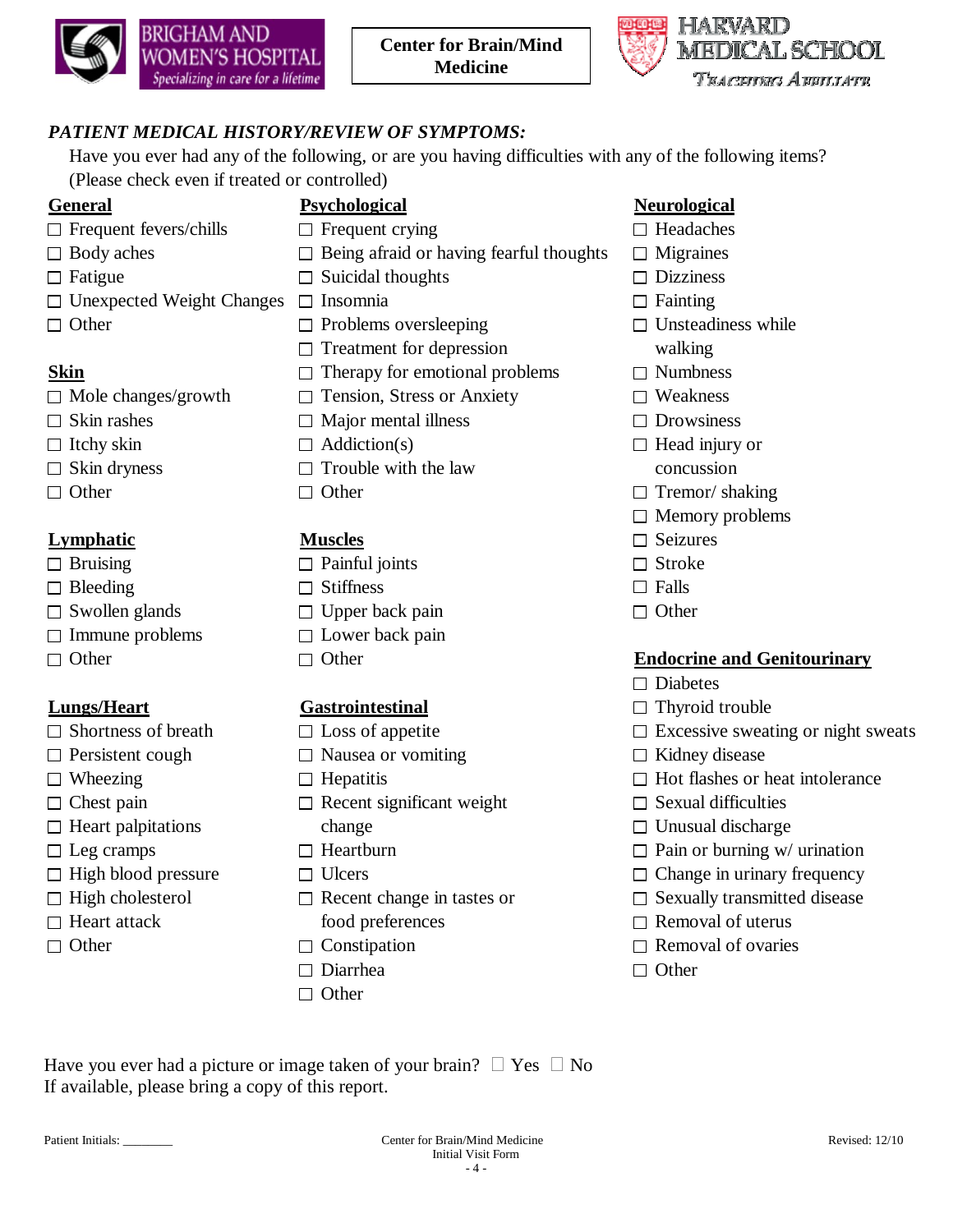Brigham and Women's Hospital — Specializing in care for a lifetime

**Center for Brain/Mind Medicine**

Harvard Medical School — Teaching Affiliate

### *PATIENT MEDICAL HISTORY/REVIEW OF SYMPTOMS:*

Have you ever had any of the following, or are you having difficulties with any of the following items? (Please check even if treated or controlled)

**General**

- ☐ Frequent fevers/chills
- ☐ Body aches
- ☐ Fatigue
- ☐ Unexpected Weight Changes
- ☐ Other

**Skin**

- ☐ Mole changes/growth
- ☐ Skin rashes
- ☐ Itchy skin
- ☐ Skin dryness
- ☐ Other

**Lymphatic**

- ☐ Bruising
- ☐ Bleeding
- ☐ Swollen glands
- ☐ Immune problems
- ☐ Other

**Lungs/Heart**

- ☐ Shortness of breath
- ☐ Persistent cough
- ☐ Wheezing
- ☐ Chest pain
- ☐ Heart palpitations
- ☐ Leg cramps
- ☐ High blood pressure
- ☐ High cholesterol
- ☐ Heart attack
- ☐ Other

**Psychological**

- ☐ Frequent crying
- ☐ Being afraid or having fearful thoughts
- ☐ Suicidal thoughts
- ☐ Insomnia
- ☐ Problems oversleeping
- ☐ Treatment for depression
- ☐ Therapy for emotional problems
- ☐ Tension, Stress or Anxiety
- ☐ Major mental illness
- ☐ Addiction(s)
- ☐ Trouble with the law
- ☐ Other

**Muscles**

- ☐ Painful joints
- ☐ Stiffness
- ☐ Upper back pain
- ☐ Lower back pain
- ☐ Other

**Gastrointestinal**

- ☐ Loss of appetite
- ☐ Nausea or vomiting
- ☐ Hepatitis
- ☐ Recent significant weight change
- ☐ Heartburn
- ☐ Ulcers
- ☐ Recent change in tastes or food preferences
- ☐ Constipation
- ☐ Diarrhea
- ☐ Other

**Neurological**

- ☐ Headaches
- ☐ Migraines
- ☐ Dizziness
- ☐ Fainting
- ☐ Unsteadiness while walking
- ☐ Numbness
- ☐ Weakness
- ☐ Drowsiness
- ☐ Head injury or concussion
- ☐ Tremor/ shaking
- ☐ Memory problems
- ☐ Seizures
- ☐ Stroke
- ☐ Falls
- ☐ Other

**Endocrine and Genitourinary**

- ☐ Diabetes
- ☐ Thyroid trouble
- ☐ Excessive sweating or night sweats
- ☐ Kidney disease
- ☐ Hot flashes or heat intolerance
- ☐ Sexual difficulties
- ☐ Unusual discharge
- ☐ Pain or burning w/ urination
- ☐ Change in urinary frequency
- ☐ Sexually transmitted disease
- ☐ Removal of uterus
- ☐ Removal of ovaries
- ☐ Other

Have you ever had a picture or image taken of your brain? ☐ Yes ☐ No
If available, please bring a copy of this report.

Patient Initials: ________

Center for Brain/Mind Medicine
Initial Visit Form

Revised: 12/10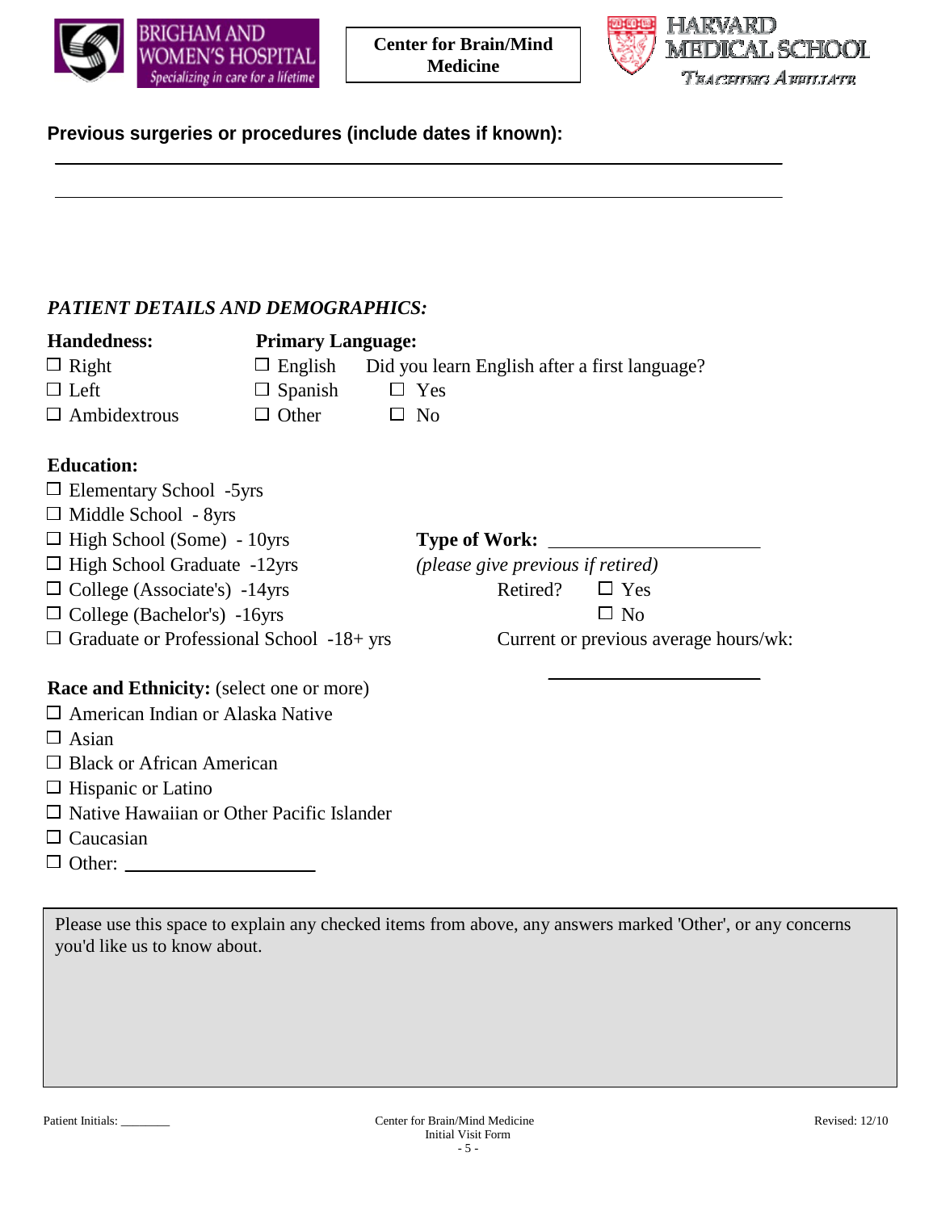**Previous surgeries or procedures (include dates if known):**

\_\_\_\_\_\_\_\_\_\_\_\_\_\_\_\_\_\_\_\_\_\_\_\_\_\_\_\_\_\_\_\_\_\_\_\_\_\_\_\_\_\_\_\_\_\_\_\_\_\_\_\_\_\_\_\_\_\_\_\_

\_\_\_\_\_\_\_\_\_\_\_\_\_\_\_\_\_\_\_\_\_\_\_\_\_\_\_\_\_\_\_\_\_\_\_\_\_\_\_\_\_\_\_\_\_\_\_\_\_\_\_\_\_\_\_\_\_\_\_\_

## *PATIENT DETAILS AND DEMOGRAPHICS:*

**Handedness:**

- ☐ Right
- ☐ Left
- ☐ Ambidextrous

**Primary Language:**

- ☐ English
- ☐ Spanish
- ☐ Other

Did you learn English after a first language?

- ☐ Yes
- ☐ No

**Education:**

- ☐ Elementary School -5yrs
- ☐ Middle School - 8yrs
- ☐ High School (Some) - 10yrs
- ☐ High School Graduate -12yrs
- ☐ College (Associate's) -14yrs
- ☐ College (Bachelor's) -16yrs
- ☐ Graduate or Professional School -18+ yrs

**Type of Work:** \_\_\_\_\_\_\_\_\_\_\_\_\_\_\_\_\_\_\_\_\_\_

*(please give previous if retired)*

Retired?
- ☐ Yes
- ☐ No

Current or previous average hours/wk:

\_\_\_\_\_\_\_\_\_\_\_\_\_\_\_\_\_\_\_\_\_\_

**Race and Ethnicity:** (select one or more)

- ☐ American Indian or Alaska Native
- ☐ Asian
- ☐ Black or African American
- ☐ Hispanic or Latino
- ☐ Native Hawaiian or Other Pacific Islander
- ☐ Caucasian
- ☐ Other: \_\_\_\_\_\_\_\_\_\_\_\_\_\_\_\_\_\_\_\_

Please use this space to explain any checked items from above, any answers marked 'Other', or any concerns you'd like us to know about.

Patient Initials: \_\_\_\_\_\_\_\_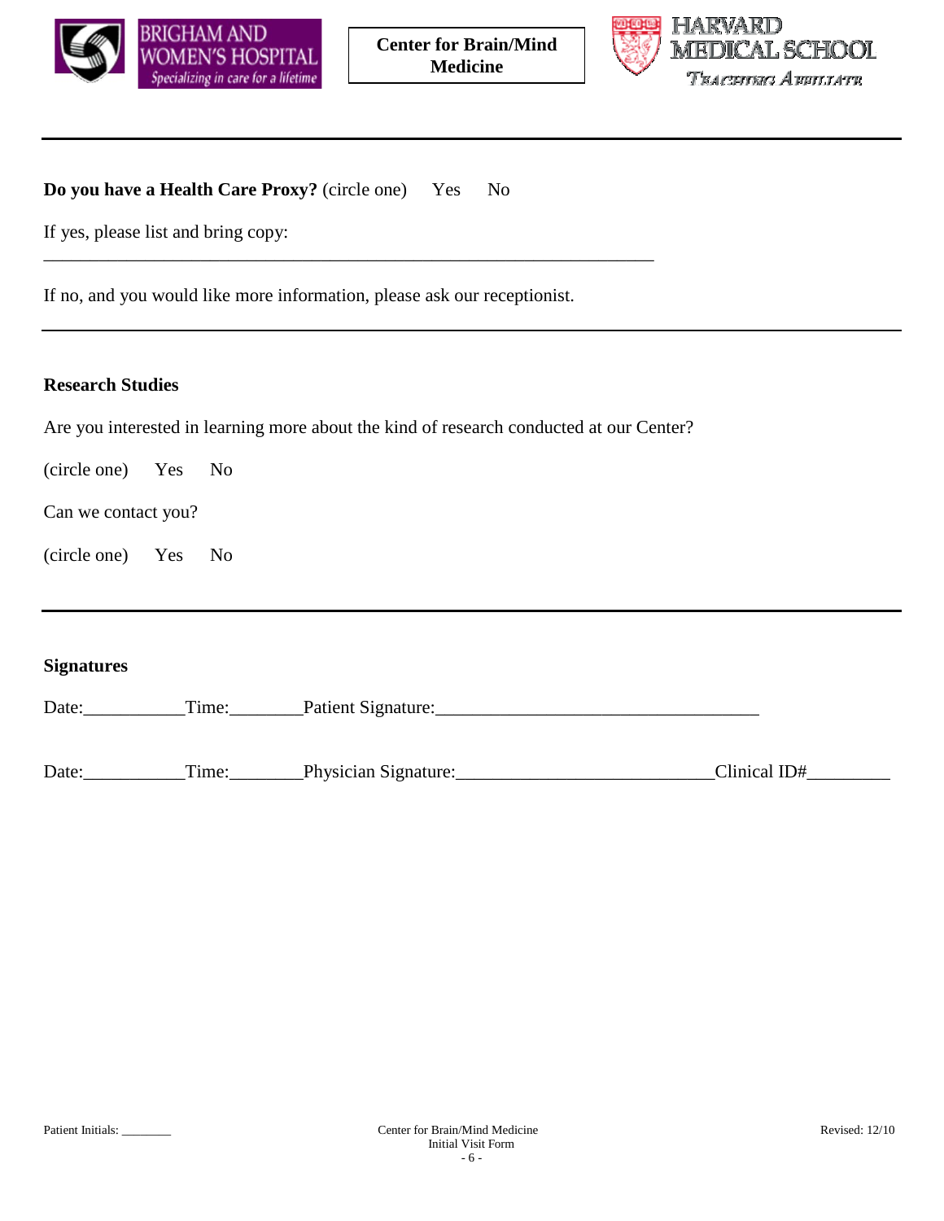**Do you have a Health Care Proxy?** (circle one) Yes No

If yes, please list and bring copy:

______________________________________________________________________

If no, and you would like more information, please ask our receptionist.

---

**Research Studies**

Are you interested in learning more about the kind of research conducted at our Center?

(circle one) Yes No

Can we contact you?

(circle one) Yes No

---

**Signatures**

Date:___________Time:________Patient Signature:___________________________________

Date:___________Time:________Physician Signature:___________________________Clinical ID#_________

Patient Initials: ________